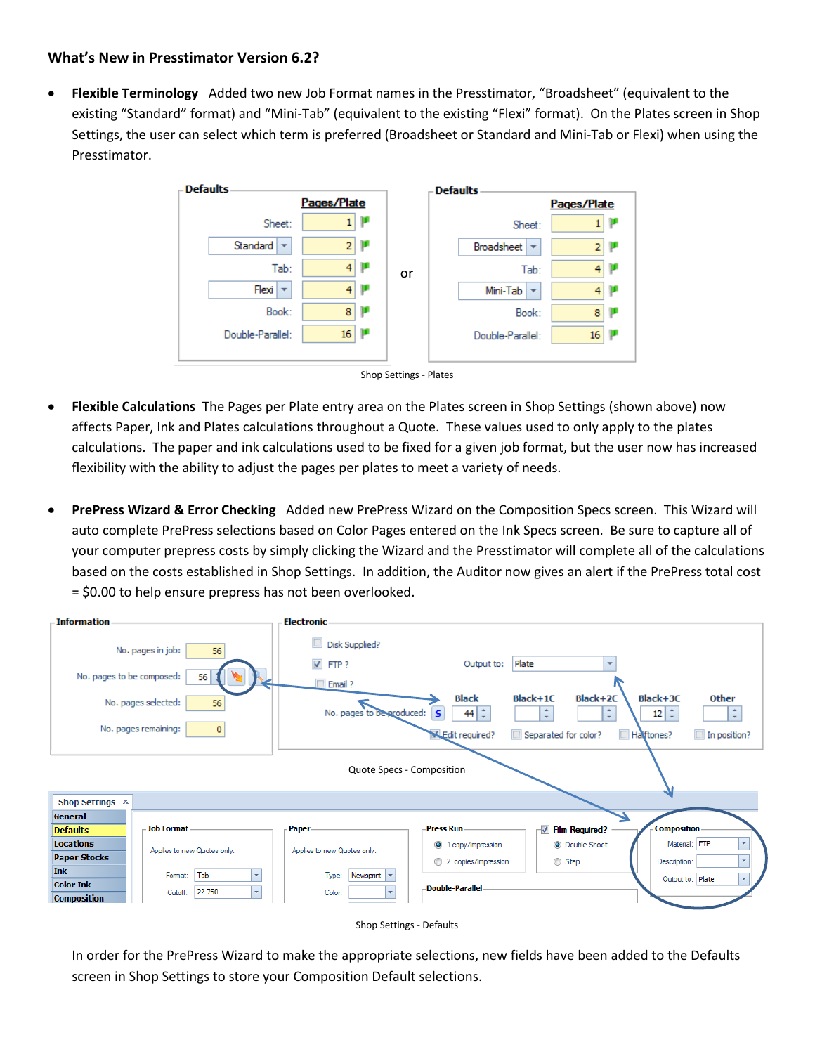**What's New in Presstimator Version 6.2?**

- **Flexible Terminology** Added two new Job Format names in the Presstimator, "Broadsheet" (equivalent to the existing "Standard" format) and "Mini-Tab" (equivalent to the existing "Flexi" format). On the Plates screen in Shop Settings, the user can select which term is preferred (Broadsheet or Standard and Mini-Tab or Flexi) when using the Presstimator.

Shop Settings - Plates

- **Flexible Calculations** The Pages per Plate entry area on the Plates screen in Shop Settings (shown above) now affects Paper, Ink and Plates calculations throughout a Quote. These values used to only apply to the plates calculations. The paper and ink calculations used to be fixed for a given job format, but the user now has increased flexibility with the ability to adjust the pages per plates to meet a variety of needs.

- **PrePress Wizard & Error Checking** Added new PrePress Wizard on the Composition Specs screen. This Wizard will auto complete PrePress selections based on Color Pages entered on the Ink Specs screen. Be sure to capture all of your computer prepress costs by simply clicking the Wizard and the Presstimator will complete all of the calculations based on the costs established in Shop Settings. In addition, the Auditor now gives an alert if the PrePress total cost = $0.00 to help ensure prepress has not been overlooked.

Quote Specs - Composition

Shop Settings - Defaults

In order for the PrePress Wizard to make the appropriate selections, new fields have been added to the Defaults screen in Shop Settings to store your Composition Default selections.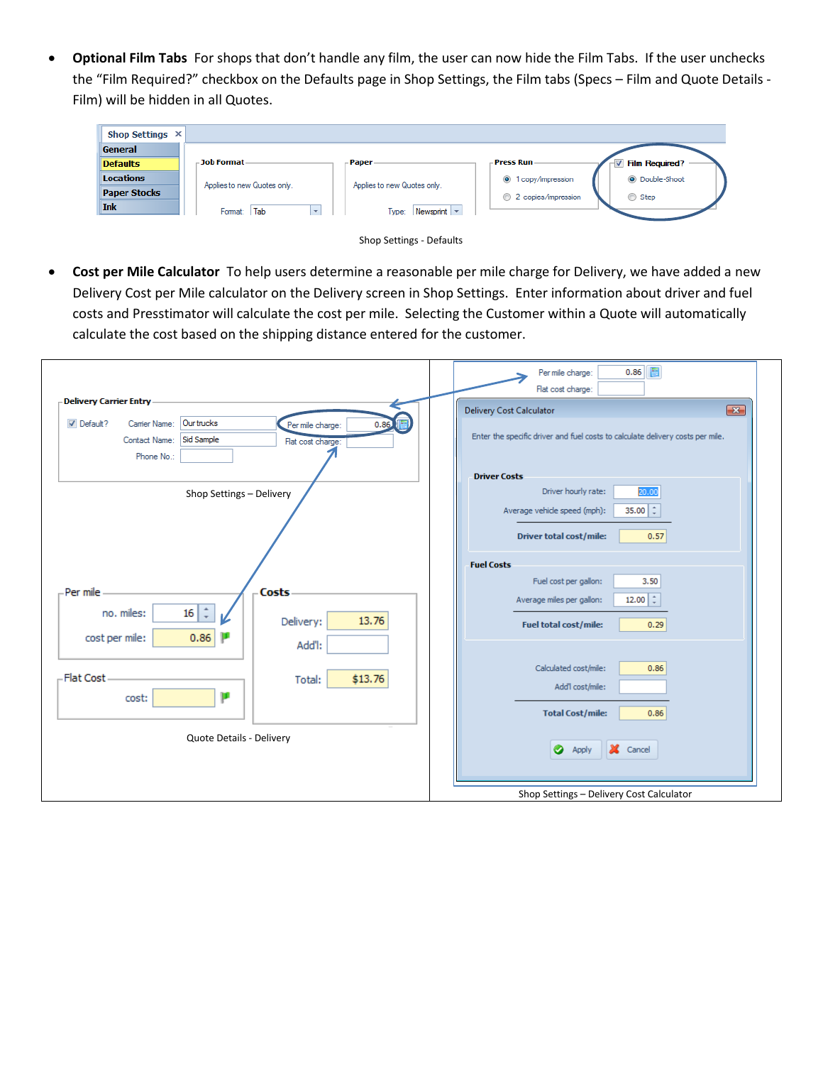- **Optional Film Tabs** For shops that don't handle any film, the user can now hide the Film Tabs. If the user unchecks the "Film Required?" checkbox on the Defaults page in Shop Settings, the Film tabs (Specs – Film and Quote Details - Film) will be hidden in all Quotes.

Shop Settings - Defaults

- **Cost per Mile Calculator** To help users determine a reasonable per mile charge for Delivery, we have added a new Delivery Cost per Mile calculator on the Delivery screen in Shop Settings. Enter information about driver and fuel costs and Presstimator will calculate the cost per mile. Selecting the Customer within a Quote will automatically calculate the cost based on the shipping distance entered for the customer.

Shop Settings – Delivery

Quote Details - Delivery

Shop Settings – Delivery Cost Calculator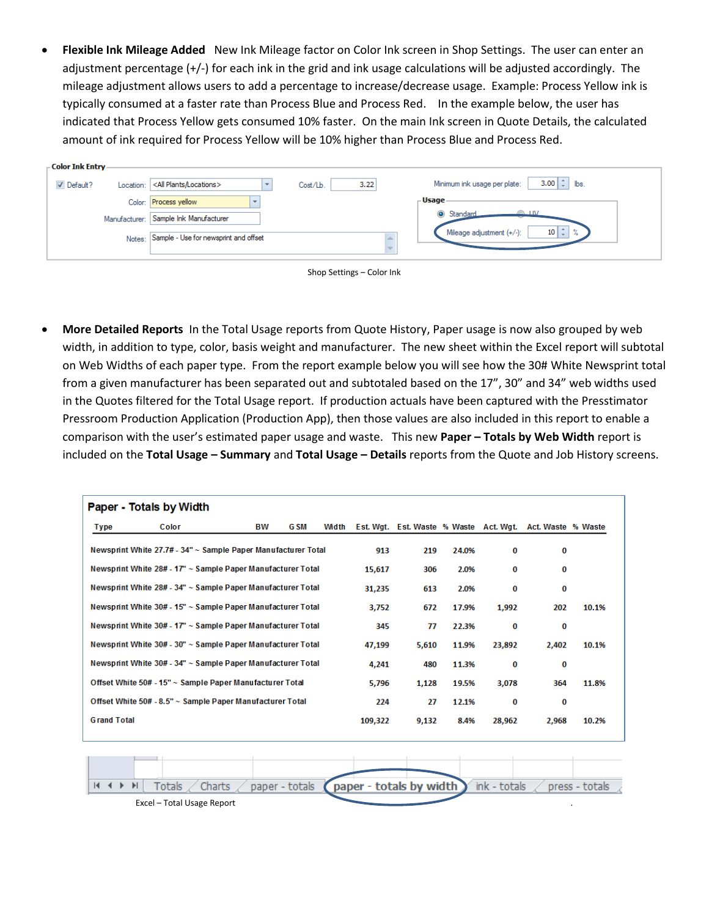- **Flexible Ink Mileage Added** New Ink Mileage factor on Color Ink screen in Shop Settings. The user can enter an adjustment percentage (+/-) for each ink in the grid and ink usage calculations will be adjusted accordingly. The mileage adjustment allows users to add a percentage to increase/decrease usage. Example: Process Yellow ink is typically consumed at a faster rate than Process Blue and Process Red. In the example below, the user has indicated that Process Yellow gets consumed 10% faster. On the main Ink screen in Quote Details, the calculated amount of ink required for Process Yellow will be 10% higher than Process Blue and Process Red.

**Color Ink Entry**

| | | | |
|---|---|---|---|
| ☑ Default? | Location: <All Plants/Locations> | Cost/Lb. 3.22 | Minimum ink usage per plate: 3.00 lbs. |
| | Color: Process yellow | | **Usage** ◉ Standard ○ UV |
| | Manufacturer: Sample Ink Manufacturer | | Mileage adjustment (+/-): 10 % |
| | Notes: Sample - Use for newsprint and offset | | |

Shop Settings – Color Ink

- **More Detailed Reports** In the Total Usage reports from Quote History, Paper usage is now also grouped by web width, in addition to type, color, basis weight and manufacturer. The new sheet within the Excel report will subtotal on Web Widths of each paper type. From the report example below you will see how the 30# White Newsprint total from a given manufacturer has been separated out and subtotaled based on the 17", 30" and 34" web widths used in the Quotes filtered for the Total Usage report. If production actuals have been captured with the Presstimator Pressroom Production Application (Production App), then those values are also included in this report to enable a comparison with the user's estimated paper usage and waste. This new **Paper – Totals by Web Width** report is included on the **Total Usage – Summary** and **Total Usage – Details** reports from the Quote and Job History screens.

**Paper - Totals by Width**

| Type / Color / BW / GSM / Width | Est. Wgt. | Est. Waste | % Waste | Act. Wgt. | Act. Waste | % Waste |
|---|---|---|---|---|---|---|
| Newsprint White 27.7# - 34" ~ Sample Paper Manufacturer Total | 913 | 219 | 24.0% | 0 | 0 | |
| Newsprint White 28# - 17" ~ Sample Paper Manufacturer Total | 15,617 | 306 | 2.0% | 0 | 0 | |
| Newsprint White 28# - 34" ~ Sample Paper Manufacturer Total | 31,235 | 613 | 2.0% | 0 | 0 | |
| Newsprint White 30# - 15" ~ Sample Paper Manufacturer Total | 3,752 | 672 | 17.9% | 1,992 | 202 | 10.1% |
| Newsprint White 30# - 17" ~ Sample Paper Manufacturer Total | 345 | 77 | 22.3% | 0 | 0 | |
| Newsprint White 30# - 30" ~ Sample Paper Manufacturer Total | 47,199 | 5,610 | 11.9% | 23,892 | 2,402 | 10.1% |
| Newsprint White 30# - 34" ~ Sample Paper Manufacturer Total | 4,241 | 480 | 11.3% | 0 | 0 | |
| Offset White 50# - 15" ~ Sample Paper Manufacturer Total | 5,796 | 1,128 | 19.5% | 3,078 | 364 | 11.8% |
| Offset White 50# - 8.5" ~ Sample Paper Manufacturer Total | 224 | 27 | 12.1% | 0 | 0 | |
| Grand Total | 109,322 | 9,132 | 8.4% | 28,962 | 2,968 | 10.2% |

Sheet tabs: Totals | Charts | paper - totals | paper - totals by width | ink - totals | press - totals

Excel – Total Usage Report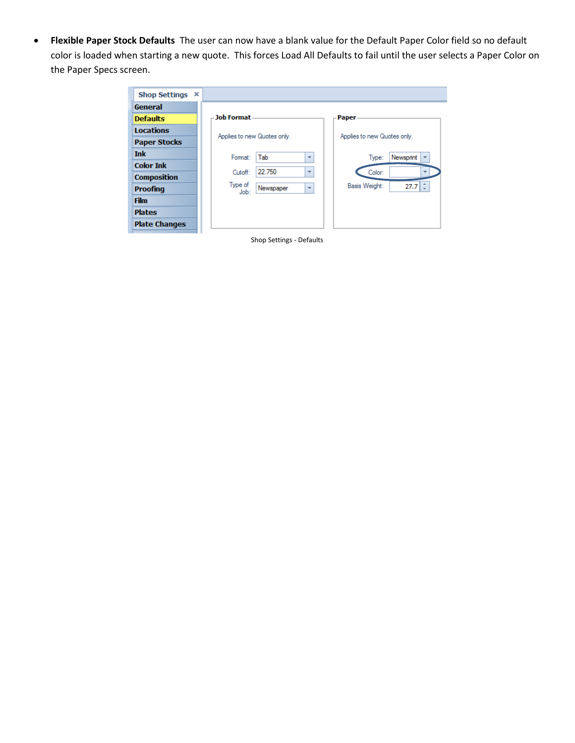- **Flexible Paper Stock Defaults** The user can now have a blank value for the Default Paper Color field so no default color is loaded when starting a new quote. This forces Load All Defaults to fail until the user selects a Paper Color on the Paper Specs screen.

Shop Settings - Defaults